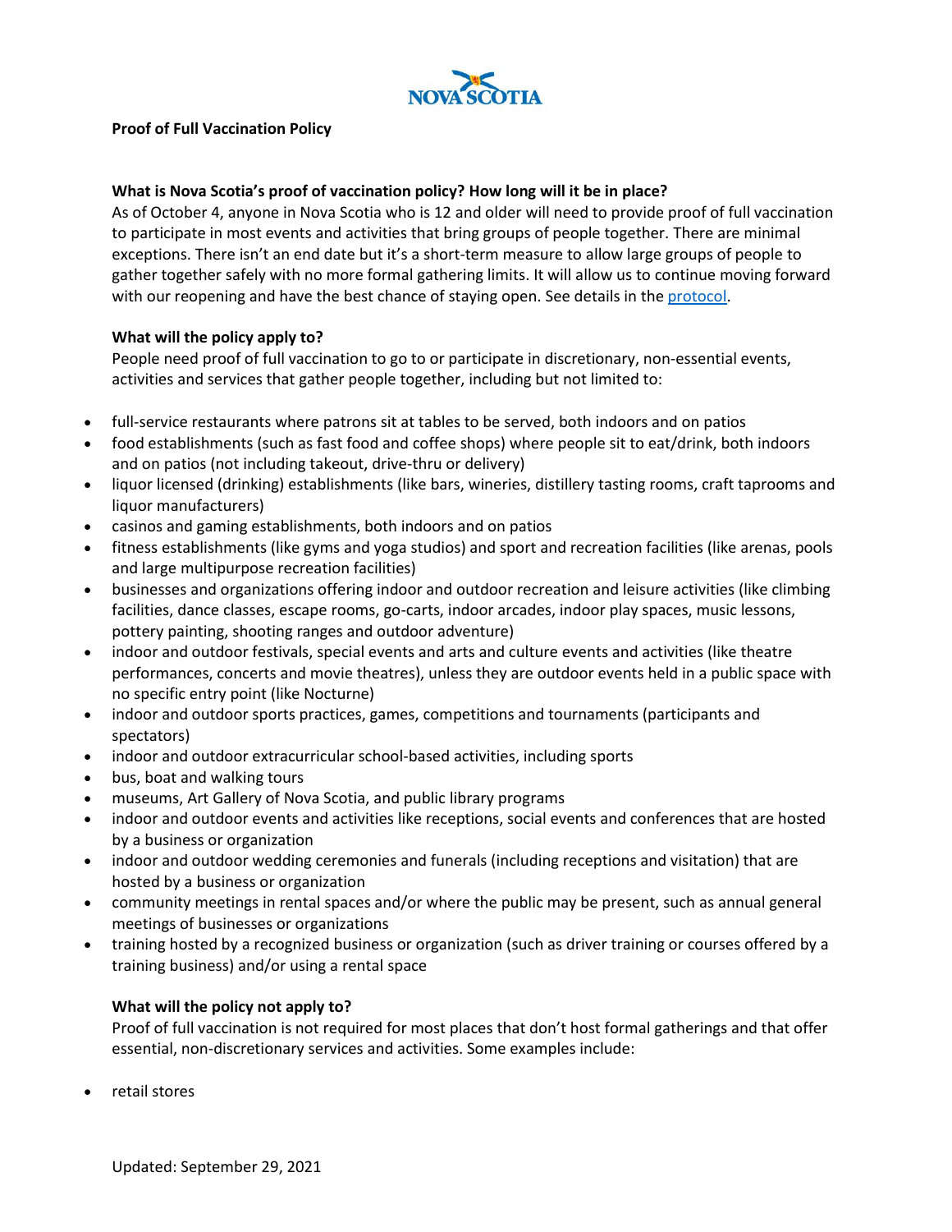# Proof of Full Vaccination Policy

## What is Nova Scotia's proof of vaccination policy? How long will it be in place?

As of October 4, anyone in Nova Scotia who is 12 and older will need to provide proof of full vaccination to participate in most events and activities that bring groups of people together. There are minimal exceptions. There isn't an end date but it's a short-term measure to allow large groups of people to gather together safely with no more formal gathering limits. It will allow us to continue moving forward with our reopening and have the best chance of staying open. See details in the protocol.

## What will the policy apply to?

People need proof of full vaccination to go to or participate in discretionary, non-essential events, activities and services that gather people together, including but not limited to:

- full-service restaurants where patrons sit at tables to be served, both indoors and on patios
- food establishments (such as fast food and coffee shops) where people sit to eat/drink, both indoors and on patios (not including takeout, drive-thru or delivery)
- liquor licensed (drinking) establishments (like bars, wineries, distillery tasting rooms, craft taprooms and liquor manufacturers)
- casinos and gaming establishments, both indoors and on patios
- fitness establishments (like gyms and yoga studios) and sport and recreation facilities (like arenas, pools and large multipurpose recreation facilities)
- businesses and organizations offering indoor and outdoor recreation and leisure activities (like climbing facilities, dance classes, escape rooms, go-carts, indoor arcades, indoor play spaces, music lessons, pottery painting, shooting ranges and outdoor adventure)
- indoor and outdoor festivals, special events and arts and culture events and activities (like theatre performances, concerts and movie theatres), unless they are outdoor events held in a public space with no specific entry point (like Nocturne)
- indoor and outdoor sports practices, games, competitions and tournaments (participants and spectators)
- indoor and outdoor extracurricular school-based activities, including sports
- bus, boat and walking tours
- museums, Art Gallery of Nova Scotia, and public library programs
- indoor and outdoor events and activities like receptions, social events and conferences that are hosted by a business or organization
- indoor and outdoor wedding ceremonies and funerals (including receptions and visitation) that are hosted by a business or organization
- community meetings in rental spaces and/or where the public may be present, such as annual general meetings of businesses or organizations
- training hosted by a recognized business or organization (such as driver training or courses offered by a training business) and/or using a rental space

## What will the policy not apply to?

Proof of full vaccination is not required for most places that don't host formal gatherings and that offer essential, non-discretionary services and activities. Some examples include:

- retail stores

Updated: September 29, 2021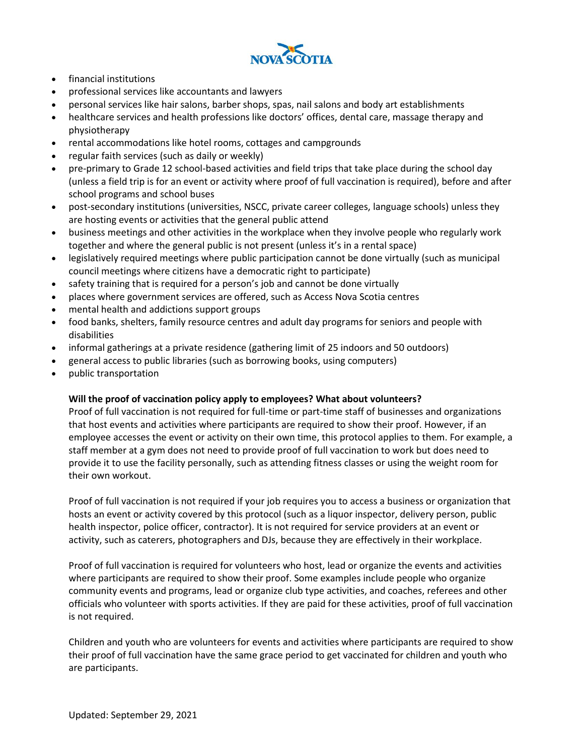- financial institutions
- professional services like accountants and lawyers
- personal services like hair salons, barber shops, spas, nail salons and body art establishments
- healthcare services and health professions like doctors' offices, dental care, massage therapy and physiotherapy
- rental accommodations like hotel rooms, cottages and campgrounds
- regular faith services (such as daily or weekly)
- pre-primary to Grade 12 school-based activities and field trips that take place during the school day (unless a field trip is for an event or activity where proof of full vaccination is required), before and after school programs and school buses
- post-secondary institutions (universities, NSCC, private career colleges, language schools) unless they are hosting events or activities that the general public attend
- business meetings and other activities in the workplace when they involve people who regularly work together and where the general public is not present (unless it's in a rental space)
- legislatively required meetings where public participation cannot be done virtually (such as municipal council meetings where citizens have a democratic right to participate)
- safety training that is required for a person's job and cannot be done virtually
- places where government services are offered, such as Access Nova Scotia centres
- mental health and addictions support groups
- food banks, shelters, family resource centres and adult day programs for seniors and people with disabilities
- informal gatherings at a private residence (gathering limit of 25 indoors and 50 outdoors)
- general access to public libraries (such as borrowing books, using computers)
- public transportation

**Will the proof of vaccination policy apply to employees? What about volunteers?**

Proof of full vaccination is not required for full-time or part-time staff of businesses and organizations that host events and activities where participants are required to show their proof. However, if an employee accesses the event or activity on their own time, this protocol applies to them. For example, a staff member at a gym does not need to provide proof of full vaccination to work but does need to provide it to use the facility personally, such as attending fitness classes or using the weight room for their own workout.

Proof of full vaccination is not required if your job requires you to access a business or organization that hosts an event or activity covered by this protocol (such as a liquor inspector, delivery person, public health inspector, police officer, contractor). It is not required for service providers at an event or activity, such as caterers, photographers and DJs, because they are effectively in their workplace.

Proof of full vaccination is required for volunteers who host, lead or organize the events and activities where participants are required to show their proof. Some examples include people who organize community events and programs, lead or organize club type activities, and coaches, referees and other officials who volunteer with sports activities. If they are paid for these activities, proof of full vaccination is not required.

Children and youth who are volunteers for events and activities where participants are required to show their proof of full vaccination have the same grace period to get vaccinated for children and youth who are participants.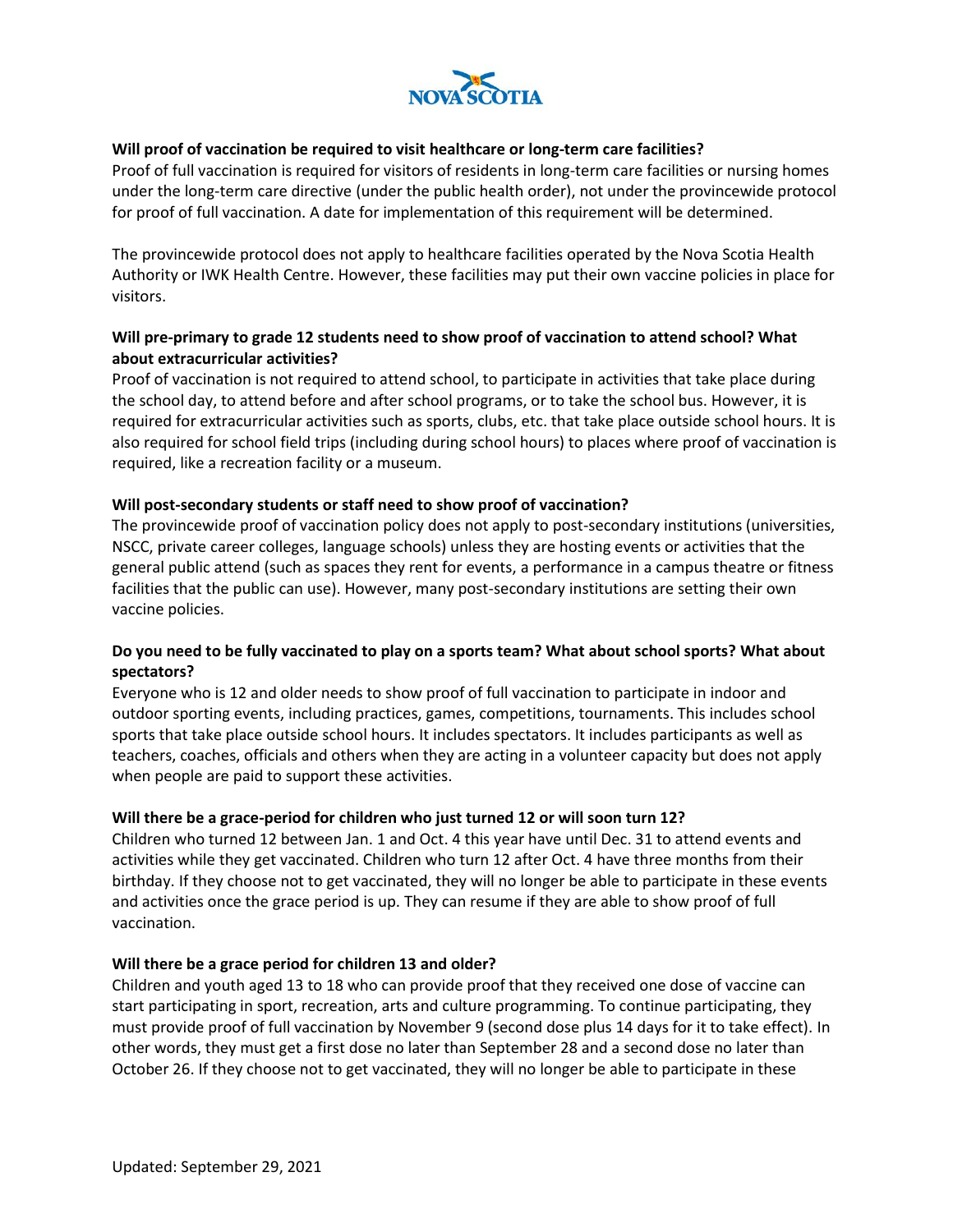### Will proof of vaccination be required to visit healthcare or long-term care facilities?

Proof of full vaccination is required for visitors of residents in long-term care facilities or nursing homes under the long-term care directive (under the public health order), not under the provincewide protocol for proof of full vaccination. A date for implementation of this requirement will be determined.

The provincewide protocol does not apply to healthcare facilities operated by the Nova Scotia Health Authority or IWK Health Centre. However, these facilities may put their own vaccine policies in place for visitors.

### Will pre-primary to grade 12 students need to show proof of vaccination to attend school? What about extracurricular activities?

Proof of vaccination is not required to attend school, to participate in activities that take place during the school day, to attend before and after school programs, or to take the school bus. However, it is required for extracurricular activities such as sports, clubs, etc. that take place outside school hours. It is also required for school field trips (including during school hours) to places where proof of vaccination is required, like a recreation facility or a museum.

### Will post-secondary students or staff need to show proof of vaccination?

The provincewide proof of vaccination policy does not apply to post-secondary institutions (universities, NSCC, private career colleges, language schools) unless they are hosting events or activities that the general public attend (such as spaces they rent for events, a performance in a campus theatre or fitness facilities that the public can use). However, many post-secondary institutions are setting their own vaccine policies.

### Do you need to be fully vaccinated to play on a sports team? What about school sports? What about spectators?

Everyone who is 12 and older needs to show proof of full vaccination to participate in indoor and outdoor sporting events, including practices, games, competitions, tournaments. This includes school sports that take place outside school hours. It includes spectators. It includes participants as well as teachers, coaches, officials and others when they are acting in a volunteer capacity but does not apply when people are paid to support these activities.

### Will there be a grace-period for children who just turned 12 or will soon turn 12?

Children who turned 12 between Jan. 1 and Oct. 4 this year have until Dec. 31 to attend events and activities while they get vaccinated. Children who turn 12 after Oct. 4 have three months from their birthday. If they choose not to get vaccinated, they will no longer be able to participate in these events and activities once the grace period is up. They can resume if they are able to show proof of full vaccination.

### Will there be a grace period for children 13 and older?

Children and youth aged 13 to 18 who can provide proof that they received one dose of vaccine can start participating in sport, recreation, arts and culture programming. To continue participating, they must provide proof of full vaccination by November 9 (second dose plus 14 days for it to take effect). In other words, they must get a first dose no later than September 28 and a second dose no later than October 26. If they choose not to get vaccinated, they will no longer be able to participate in these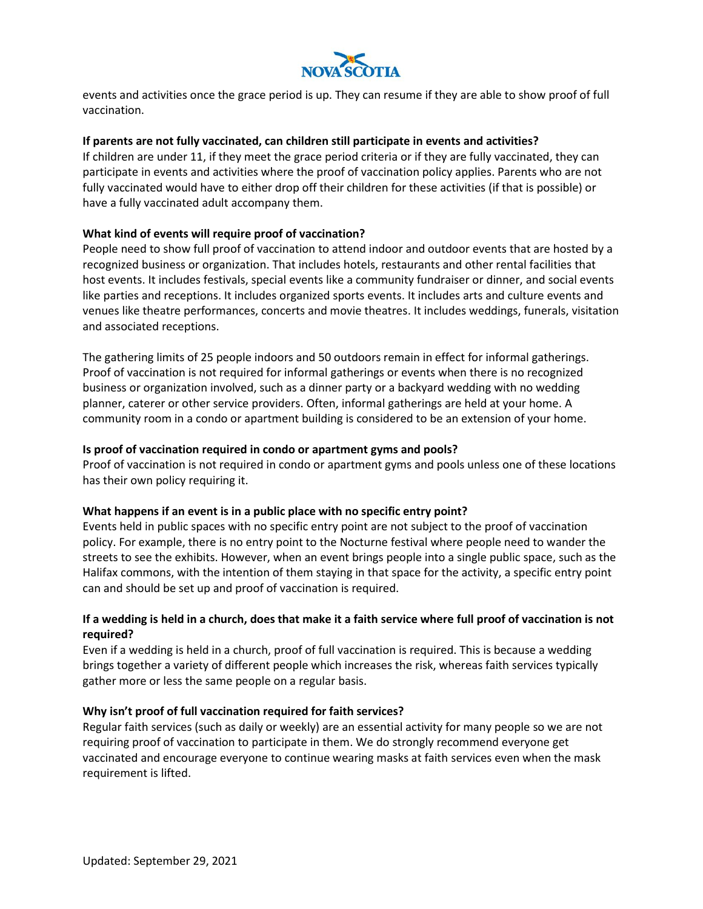events and activities once the grace period is up. They can resume if they are able to show proof of full vaccination.

**If parents are not fully vaccinated, can children still participate in events and activities?**

If children are under 11, if they meet the grace period criteria or if they are fully vaccinated, they can participate in events and activities where the proof of vaccination policy applies. Parents who are not fully vaccinated would have to either drop off their children for these activities (if that is possible) or have a fully vaccinated adult accompany them.

**What kind of events will require proof of vaccination?**

People need to show full proof of vaccination to attend indoor and outdoor events that are hosted by a recognized business or organization. That includes hotels, restaurants and other rental facilities that host events. It includes festivals, special events like a community fundraiser or dinner, and social events like parties and receptions. It includes organized sports events. It includes arts and culture events and venues like theatre performances, concerts and movie theatres. It includes weddings, funerals, visitation and associated receptions.

The gathering limits of 25 people indoors and 50 outdoors remain in effect for informal gatherings. Proof of vaccination is not required for informal gatherings or events when there is no recognized business or organization involved, such as a dinner party or a backyard wedding with no wedding planner, caterer or other service providers. Often, informal gatherings are held at your home. A community room in a condo or apartment building is considered to be an extension of your home.

**Is proof of vaccination required in condo or apartment gyms and pools?**

Proof of vaccination is not required in condo or apartment gyms and pools unless one of these locations has their own policy requiring it.

**What happens if an event is in a public place with no specific entry point?**

Events held in public spaces with no specific entry point are not subject to the proof of vaccination policy. For example, there is no entry point to the Nocturne festival where people need to wander the streets to see the exhibits. However, when an event brings people into a single public space, such as the Halifax commons, with the intention of them staying in that space for the activity, a specific entry point can and should be set up and proof of vaccination is required.

**If a wedding is held in a church, does that make it a faith service where full proof of vaccination is not required?**

Even if a wedding is held in a church, proof of full vaccination is required. This is because a wedding brings together a variety of different people which increases the risk, whereas faith services typically gather more or less the same people on a regular basis.

**Why isn't proof of full vaccination required for faith services?**

Regular faith services (such as daily or weekly) are an essential activity for many people so we are not requiring proof of vaccination to participate in them. We do strongly recommend everyone get vaccinated and encourage everyone to continue wearing masks at faith services even when the mask requirement is lifted.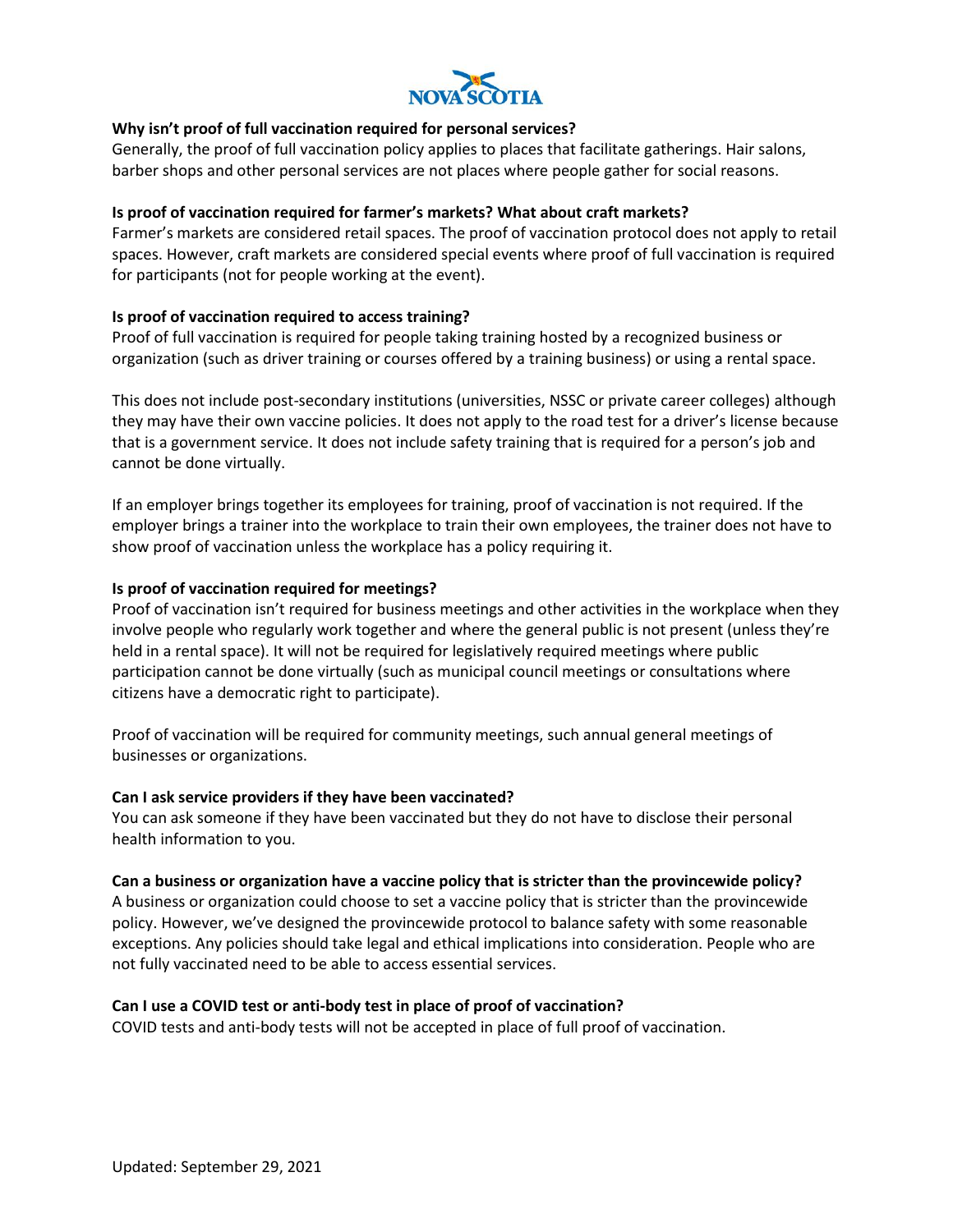### Why isn't proof of full vaccination required for personal services?

Generally, the proof of full vaccination policy applies to places that facilitate gatherings. Hair salons, barber shops and other personal services are not places where people gather for social reasons.

### Is proof of vaccination required for farmer's markets? What about craft markets?

Farmer's markets are considered retail spaces. The proof of vaccination protocol does not apply to retail spaces. However, craft markets are considered special events where proof of full vaccination is required for participants (not for people working at the event).

### Is proof of vaccination required to access training?

Proof of full vaccination is required for people taking training hosted by a recognized business or organization (such as driver training or courses offered by a training business) or using a rental space.

This does not include post-secondary institutions (universities, NSSC or private career colleges) although they may have their own vaccine policies. It does not apply to the road test for a driver's license because that is a government service. It does not include safety training that is required for a person's job and cannot be done virtually.

If an employer brings together its employees for training, proof of vaccination is not required. If the employer brings a trainer into the workplace to train their own employees, the trainer does not have to show proof of vaccination unless the workplace has a policy requiring it.

### Is proof of vaccination required for meetings?

Proof of vaccination isn't required for business meetings and other activities in the workplace when they involve people who regularly work together and where the general public is not present (unless they're held in a rental space). It will not be required for legislatively required meetings where public participation cannot be done virtually (such as municipal council meetings or consultations where citizens have a democratic right to participate).

Proof of vaccination will be required for community meetings, such annual general meetings of businesses or organizations.

### Can I ask service providers if they have been vaccinated?

You can ask someone if they have been vaccinated but they do not have to disclose their personal health information to you.

### Can a business or organization have a vaccine policy that is stricter than the provincewide policy?

A business or organization could choose to set a vaccine policy that is stricter than the provincewide policy. However, we've designed the provincewide protocol to balance safety with some reasonable exceptions. Any policies should take legal and ethical implications into consideration. People who are not fully vaccinated need to be able to access essential services.

### Can I use a COVID test or anti-body test in place of proof of vaccination?

COVID tests and anti-body tests will not be accepted in place of full proof of vaccination.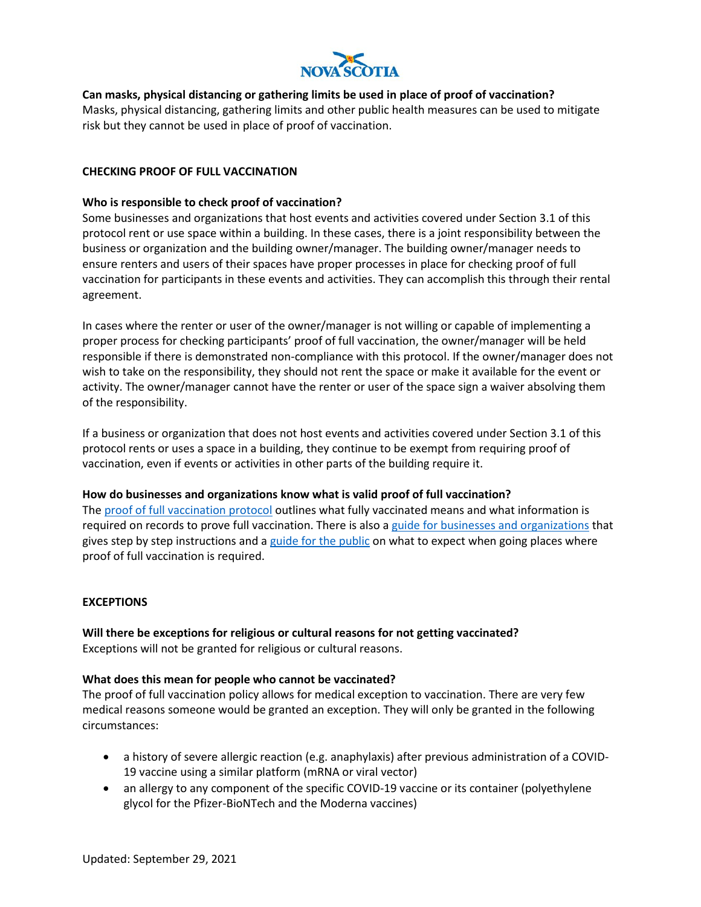**Can masks, physical distancing or gathering limits be used in place of proof of vaccination?**
Masks, physical distancing, gathering limits and other public health measures can be used to mitigate risk but they cannot be used in place of proof of vaccination.

## CHECKING PROOF OF FULL VACCINATION

**Who is responsible to check proof of vaccination?**
Some businesses and organizations that host events and activities covered under Section 3.1 of this protocol rent or use space within a building. In these cases, there is a joint responsibility between the business or organization and the building owner/manager. The building owner/manager needs to ensure renters and users of their spaces have proper processes in place for checking proof of full vaccination for participants in these events and activities. They can accomplish this through their rental agreement.

In cases where the renter or user of the owner/manager is not willing or capable of implementing a proper process for checking participants' proof of full vaccination, the owner/manager will be held responsible if there is demonstrated non-compliance with this protocol. If the owner/manager does not wish to take on the responsibility, they should not rent the space or make it available for the event or activity. The owner/manager cannot have the renter or user of the space sign a waiver absolving them of the responsibility.

If a business or organization that does not host events and activities covered under Section 3.1 of this protocol rents or uses a space in a building, they continue to be exempt from requiring proof of vaccination, even if events or activities in other parts of the building require it.

**How do businesses and organizations know what is valid proof of full vaccination?**
The proof of full vaccination protocol outlines what fully vaccinated means and what information is required on records to prove full vaccination. There is also a guide for businesses and organizations that gives step by step instructions and a guide for the public on what to expect when going places where proof of full vaccination is required.

## EXCEPTIONS

**Will there be exceptions for religious or cultural reasons for not getting vaccinated?**
Exceptions will not be granted for religious or cultural reasons.

**What does this mean for people who cannot be vaccinated?**
The proof of full vaccination policy allows for medical exception to vaccination. There are very few medical reasons someone would be granted an exception. They will only be granted in the following circumstances:

- a history of severe allergic reaction (e.g. anaphylaxis) after previous administration of a COVID-19 vaccine using a similar platform (mRNA or viral vector)
- an allergy to any component of the specific COVID-19 vaccine or its container (polyethylene glycol for the Pfizer-BioNTech and the Moderna vaccines)

Updated: September 29, 2021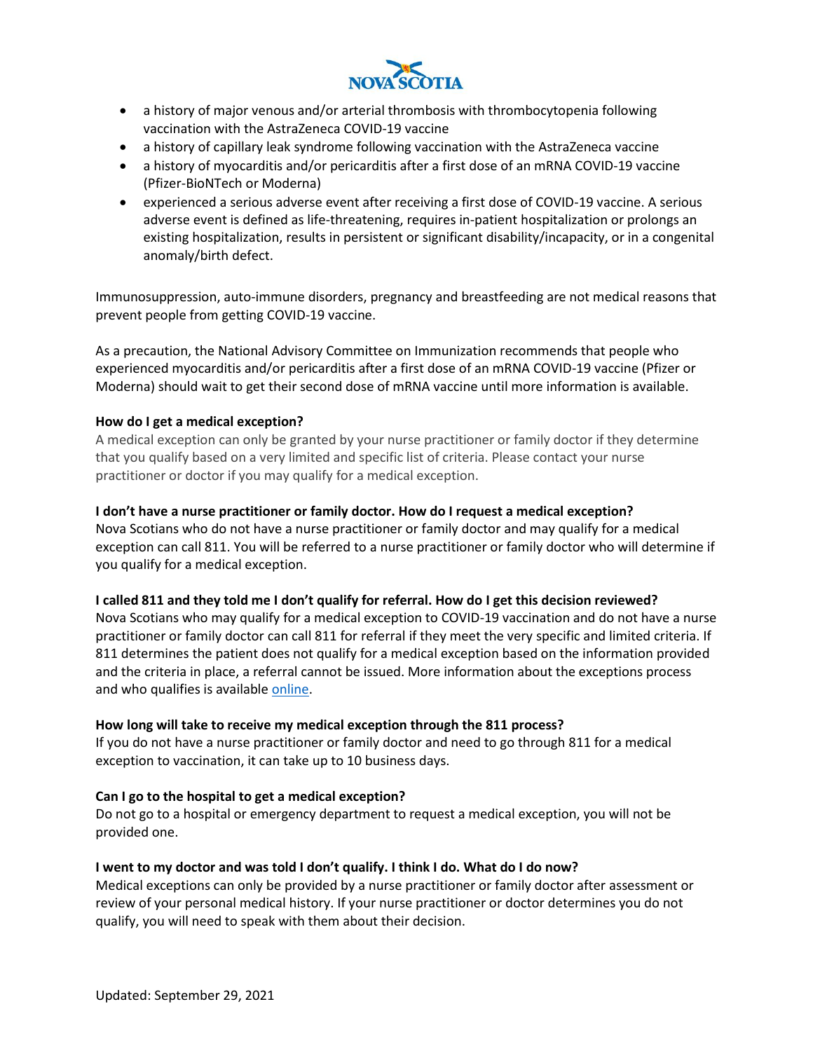- a history of major venous and/or arterial thrombosis with thrombocytopenia following vaccination with the AstraZeneca COVID-19 vaccine
- a history of capillary leak syndrome following vaccination with the AstraZeneca vaccine
- a history of myocarditis and/or pericarditis after a first dose of an mRNA COVID-19 vaccine (Pfizer-BioNTech or Moderna)
- experienced a serious adverse event after receiving a first dose of COVID-19 vaccine. A serious adverse event is defined as life-threatening, requires in-patient hospitalization or prolongs an existing hospitalization, results in persistent or significant disability/incapacity, or in a congenital anomaly/birth defect.

Immunosuppression, auto-immune disorders, pregnancy and breastfeeding are not medical reasons that prevent people from getting COVID-19 vaccine.

As a precaution, the National Advisory Committee on Immunization recommends that people who experienced myocarditis and/or pericarditis after a first dose of an mRNA COVID-19 vaccine (Pfizer or Moderna) should wait to get their second dose of mRNA vaccine until more information is available.

**How do I get a medical exception?**

A medical exception can only be granted by your nurse practitioner or family doctor if they determine that you qualify based on a very limited and specific list of criteria. Please contact your nurse practitioner or doctor if you may qualify for a medical exception.

**I don't have a nurse practitioner or family doctor. How do I request a medical exception?**

Nova Scotians who do not have a nurse practitioner or family doctor and may qualify for a medical exception can call 811. You will be referred to a nurse practitioner or family doctor who will determine if you qualify for a medical exception.

**I called 811 and they told me I don't qualify for referral. How do I get this decision reviewed?**

Nova Scotians who may qualify for a medical exception to COVID-19 vaccination and do not have a nurse practitioner or family doctor can call 811 for referral if they meet the very specific and limited criteria. If 811 determines the patient does not qualify for a medical exception based on the information provided and the criteria in place, a referral cannot be issued. More information about the exceptions process and who qualifies is available online.

**How long will take to receive my medical exception through the 811 process?**

If you do not have a nurse practitioner or family doctor and need to go through 811 for a medical exception to vaccination, it can take up to 10 business days.

**Can I go to the hospital to get a medical exception?**

Do not go to a hospital or emergency department to request a medical exception, you will not be provided one.

**I went to my doctor and was told I don't qualify. I think I do. What do I do now?**

Medical exceptions can only be provided by a nurse practitioner or family doctor after assessment or review of your personal medical history. If your nurse practitioner or doctor determines you do not qualify, you will need to speak with them about their decision.

Updated: September 29, 2021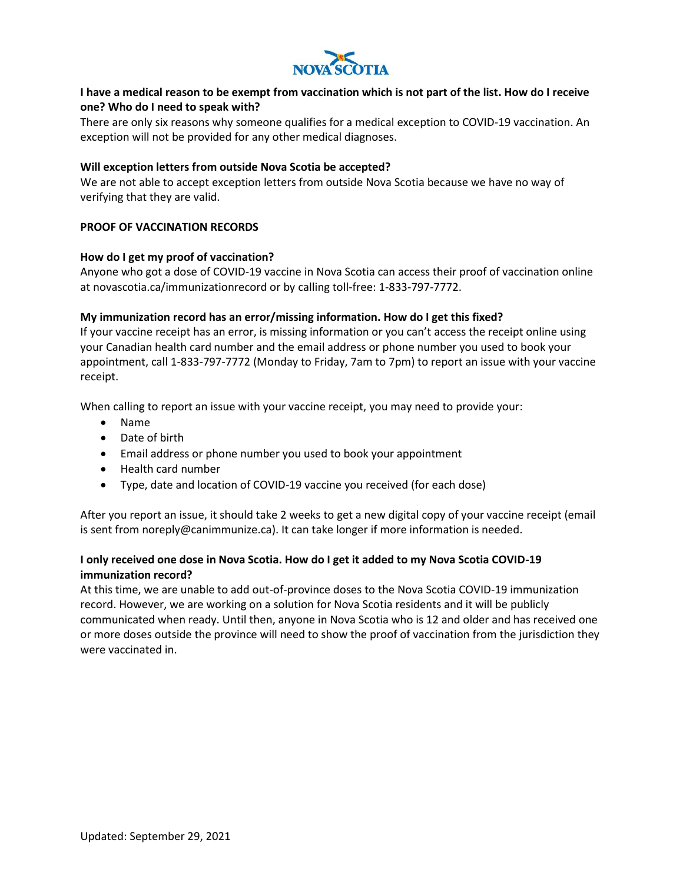**I have a medical reason to be exempt from vaccination which is not part of the list. How do I receive one? Who do I need to speak with?**

There are only six reasons why someone qualifies for a medical exception to COVID-19 vaccination. An exception will not be provided for any other medical diagnoses.

**Will exception letters from outside Nova Scotia be accepted?**

We are not able to accept exception letters from outside Nova Scotia because we have no way of verifying that they are valid.

## PROOF OF VACCINATION RECORDS

**How do I get my proof of vaccination?**

Anyone who got a dose of COVID-19 vaccine in Nova Scotia can access their proof of vaccination online at novascotia.ca/immunizationrecord or by calling toll-free: 1-833-797-7772.

**My immunization record has an error/missing information. How do I get this fixed?**

If your vaccine receipt has an error, is missing information or you can't access the receipt online using your Canadian health card number and the email address or phone number you used to book your appointment, call 1-833-797-7772 (Monday to Friday, 7am to 7pm) to report an issue with your vaccine receipt.

When calling to report an issue with your vaccine receipt, you may need to provide your:

- Name
- Date of birth
- Email address or phone number you used to book your appointment
- Health card number
- Type, date and location of COVID-19 vaccine you received (for each dose)

After you report an issue, it should take 2 weeks to get a new digital copy of your vaccine receipt (email is sent from noreply@canimmunize.ca). It can take longer if more information is needed.

**I only received one dose in Nova Scotia. How do I get it added to my Nova Scotia COVID-19 immunization record?**

At this time, we are unable to add out-of-province doses to the Nova Scotia COVID-19 immunization record. However, we are working on a solution for Nova Scotia residents and it will be publicly communicated when ready. Until then, anyone in Nova Scotia who is 12 and older and has received one or more doses outside the province will need to show the proof of vaccination from the jurisdiction they were vaccinated in.